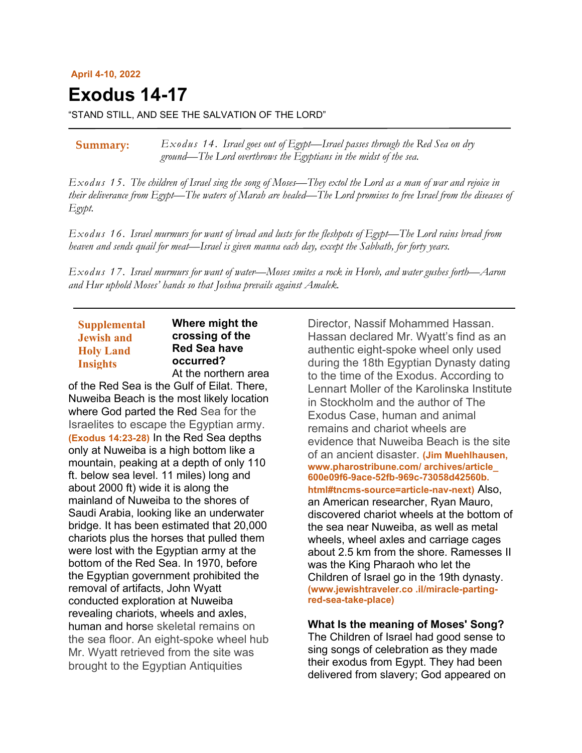**April 4-10, 2022**

# Exodus 14-17

"STAND STILL, AND SEE THE SALVATION OF THE LORD"

**Summary:** *Exodus 14. Israel goes out of Egypt—Israel passes through the Red Sea on dry ground—The Lord overthrows the Egyptians in the midst of the sea.*

*Exodus 15. The children of Israel sing the song of Moses—They extol the Lord as a man of war and rejoice in their deliverance from Egypt—The waters of Marah are healed—The Lord promises to free Israel from the diseases of Egypt.*

*Exodus 16. Israel murmurs for want of bread and lusts for the fleshpots of Egypt—The Lord rains bread from heaven and sends quail for meat—Israel is given manna each day, except the Sabbath, for forty years.*

*Exodus 17. Israel murmurs for want of water—Moses smites a rock in Horeb, and water gushes forth—Aaron and Hur uphold Moses' hands so that Joshua prevails against Amalek.*

## Supplemental Jewish and Holy Land Insights

**Where might the crossing of the Red Sea have occurred?**

At the northern area of the Red Sea is the Gulf of Eilat. There, Nuweiba Beach is the most likely location where God parted the Red Sea for the Israelites to escape the Egyptian army. **(Exodus 14:23-28)** In the Red Sea depths only at Nuweiba is a high bottom like a mountain, peaking at a depth of only 110 ft. below sea level. 11 miles) long and about 2000 ft) wide it is along the mainland of Nuweiba to the shores of Saudi Arabia, looking like an underwater bridge. It has been estimated that 20,000 chariots plus the horses that pulled them were lost with the Egyptian army at the bottom of the Red Sea. In 1970, before the Egyptian government prohibited the removal of artifacts, John Wyatt conducted exploration at Nuweiba revealing chariots, wheels and axles, human and horse skeletal remains on the sea floor. An eight-spoke wheel hub Mr. Wyatt retrieved from the site was brought to the Egyptian Antiquities Director, Nassif Mohammed Hassan. Hassan declared Mr. Wyatt's find as an authentic eight-spoke wheel only used during the 18th Egyptian Dynasty dating to the time of the Exodus. According to Lennart Moller of the Karolinska Institute in Stockholm and the author of The Exodus Case, human and animal remains and chariot wheels are evidence that Nuweiba Beach is the site of an ancient disaster. **(Jim Muehlhausen, www.pharostribune.com/ archives/article_ 600e09f6-9ace-52fb-969c-73058d42560b. html#tncms-source=article-nav-next)** Also, an American researcher, Ryan Mauro, discovered chariot wheels at the bottom of the sea near Nuweiba, as well as metal wheels, wheel axles and carriage cages about 2.5 km from the shore. Ramesses II was the King Pharaoh who let the Children of Israel go in the 19th dynasty. **(www.jewishtraveler.co .il/miracle-parting-red-sea-take-place)**

**What Is the meaning of Moses' Song?**

The Children of Israel had good sense to sing songs of celebration as they made their exodus from Egypt. They had been delivered from slavery; God appeared on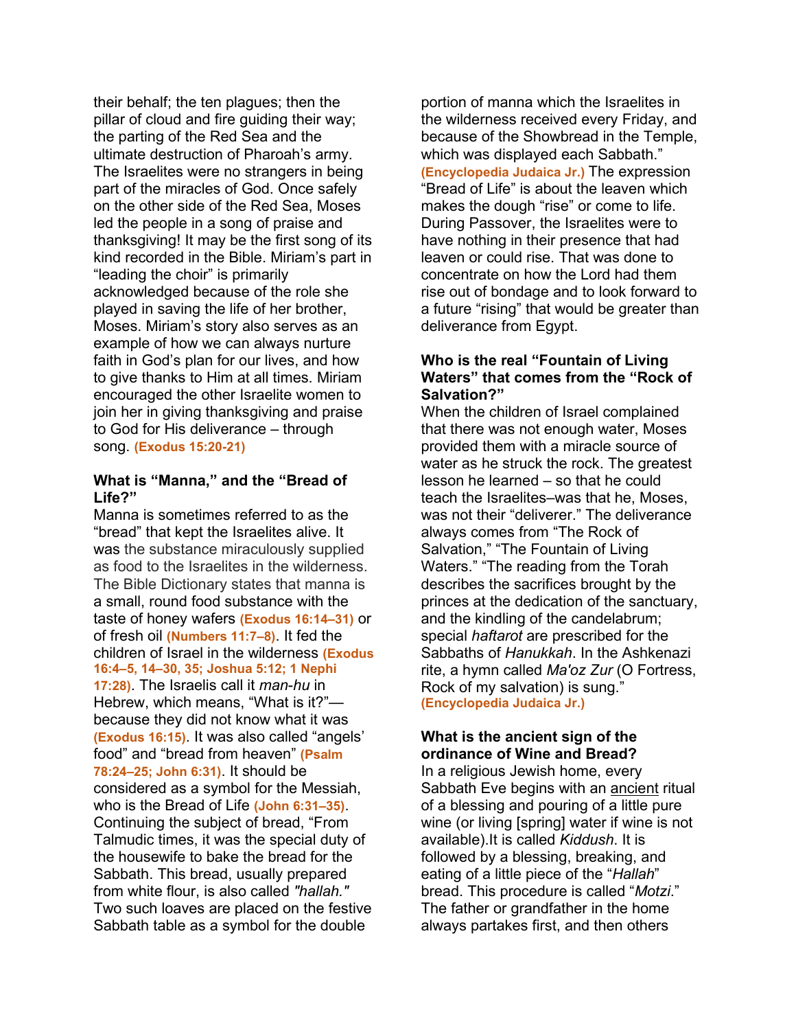their behalf; the ten plagues; then the pillar of cloud and fire guiding their way; the parting of the Red Sea and the ultimate destruction of Pharoah's army. The Israelites were no strangers in being part of the miracles of God. Once safely on the other side of the Red Sea, Moses led the people in a song of praise and thanksgiving! It may be the first song of its kind recorded in the Bible. Miriam's part in "leading the choir" is primarily acknowledged because of the role she played in saving the life of her brother, Moses. Miriam's story also serves as an example of how we can always nurture faith in God's plan for our lives, and how to give thanks to Him at all times. Miriam encouraged the other Israelite women to join her in giving thanksgiving and praise to God for His deliverance – through song. **(Exodus 15:20-21)**

**What is "Manna," and the "Bread of Life?"**

Manna is sometimes referred to as the "bread" that kept the Israelites alive. It was the substance miraculously supplied as food to the Israelites in the wilderness. The Bible Dictionary states that manna is a small, round food substance with the taste of honey wafers **(Exodus 16:14–31)** or of fresh oil **(Numbers 11:7–8)**. It fed the children of Israel in the wilderness **(Exodus 16:4–5, 14–30, 35; Joshua 5:12; 1 Nephi 17:28)**. The Israelis call it *man-hu* in Hebrew, which means, "What is it?"—because they did not know what it was **(Exodus 16:15)**. It was also called "angels' food" and "bread from heaven" **(Psalm 78:24–25; John 6:31)**. It should be considered as a symbol for the Messiah, who is the Bread of Life **(John 6:31–35)**. Continuing the subject of bread, "From Talmudic times, it was the special duty of the housewife to bake the bread for the Sabbath. This bread, usually prepared from white flour, is also called *"hallah."* Two such loaves are placed on the festive Sabbath table as a symbol for the double portion of manna which the Israelites in the wilderness received every Friday, and because of the Showbread in the Temple, which was displayed each Sabbath." **(Encyclopedia Judaica Jr.)** The expression "Bread of Life" is about the leaven which makes the dough "rise" or come to life. During Passover, the Israelites were to have nothing in their presence that had leaven or could rise. That was done to concentrate on how the Lord had them rise out of bondage and to look forward to a future "rising" that would be greater than deliverance from Egypt.

**Who is the real "Fountain of Living Waters" that comes from the "Rock of Salvation?"**

When the children of Israel complained that there was not enough water, Moses provided them with a miracle source of water as he struck the rock. The greatest lesson he learned – so that he could teach the Israelites–was that he, Moses, was not their "deliverer." The deliverance always comes from "The Rock of Salvation," "The Fountain of Living Waters." "The reading from the Torah describes the sacrifices brought by the princes at the dedication of the sanctuary, and the kindling of the candelabrum; special *haftarot* are prescribed for the Sabbaths of *Hanukkah*. In the Ashkenazi rite, a hymn called *Ma'oz Zur* (O Fortress, Rock of my salvation) is sung." **(Encyclopedia Judaica Jr.)**

**What is the ancient sign of the ordinance of Wine and Bread?**

In a religious Jewish home, every Sabbath Eve begins with an ancient ritual of a blessing and pouring of a little pure wine (or living [spring] water if wine is not available).It is called *Kiddush*. It is followed by a blessing, breaking, and eating of a little piece of the "*Hallah*" bread. This procedure is called "*Motzi*." The father or grandfather in the home always partakes first, and then others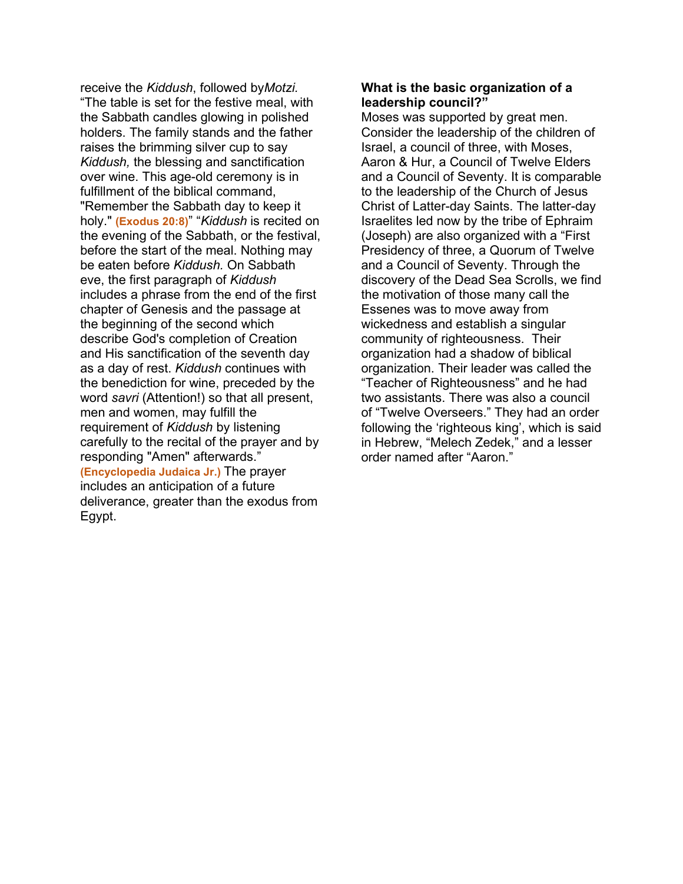receive the *Kiddush*, followed by*Motzi.* “The table is set for the festive meal, with the Sabbath candles glowing in polished holders. The family stands and the father raises the brimming silver cup to say *Kiddush,* the blessing and sanctification over wine. This age-old ceremony is in fulfillment of the biblical command, "Remember the Sabbath day to keep it holy." **(Exodus 20:8)**” “*Kiddush* is recited on the evening of the Sabbath, or the festival, before the start of the meal. Nothing may be eaten before *Kiddush.* On Sabbath eve, the first paragraph of *Kiddush* includes a phrase from the end of the first chapter of Genesis and the passage at the beginning of the second which describe God's completion of Creation and His sanctification of the seventh day as a day of rest. *Kiddush* continues with the benediction for wine, preceded by the word *savri* (Attention!) so that all present, men and women, may fulfill the requirement of *Kiddush* by listening carefully to the recital of the prayer and by responding "Amen" afterwards.” **(Encyclopedia Judaica Jr.)** The prayer includes an anticipation of a future deliverance, greater than the exodus from Egypt.

**What is the basic organization of a leadership council?”**

Moses was supported by great men. Consider the leadership of the children of Israel, a council of three, with Moses, Aaron & Hur, a Council of Twelve Elders and a Council of Seventy. It is comparable to the leadership of the Church of Jesus Christ of Latter-day Saints. The latter-day Israelites led now by the tribe of Ephraim (Joseph) are also organized with a “First Presidency of three, a Quorum of Twelve and a Council of Seventy. Through the discovery of the Dead Sea Scrolls, we find the motivation of those many call the Essenes was to move away from wickedness and establish a singular community of righteousness. Their organization had a shadow of biblical organization. Their leader was called the “Teacher of Righteousness” and he had two assistants. There was also a council of “Twelve Overseers.” They had an order following the ‘righteous king’, which is said in Hebrew, “Melech Zedek,” and a lesser order named after “Aaron.”